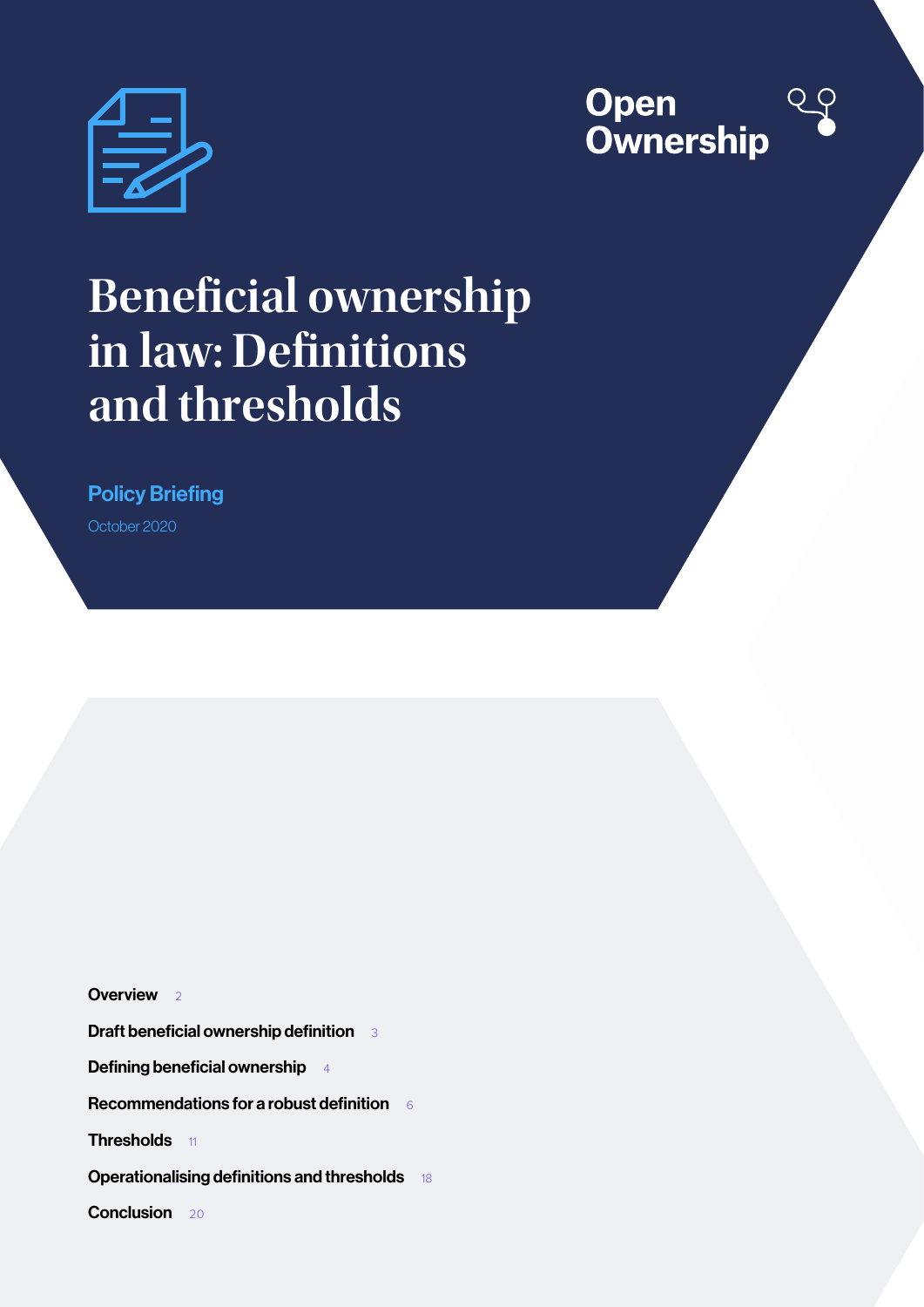Open Ownership

# Beneficial ownership in law: Definitions and thresholds

**Policy Briefing**

October 2020

- **Overview** 2
- **Draft beneficial ownership definition** 3
- **Defining beneficial ownership** 4
- **Recommendations for a robust definition** 6
- **Thresholds** 11
- **Operationalising definitions and thresholds** 18
- **Conclusion** 20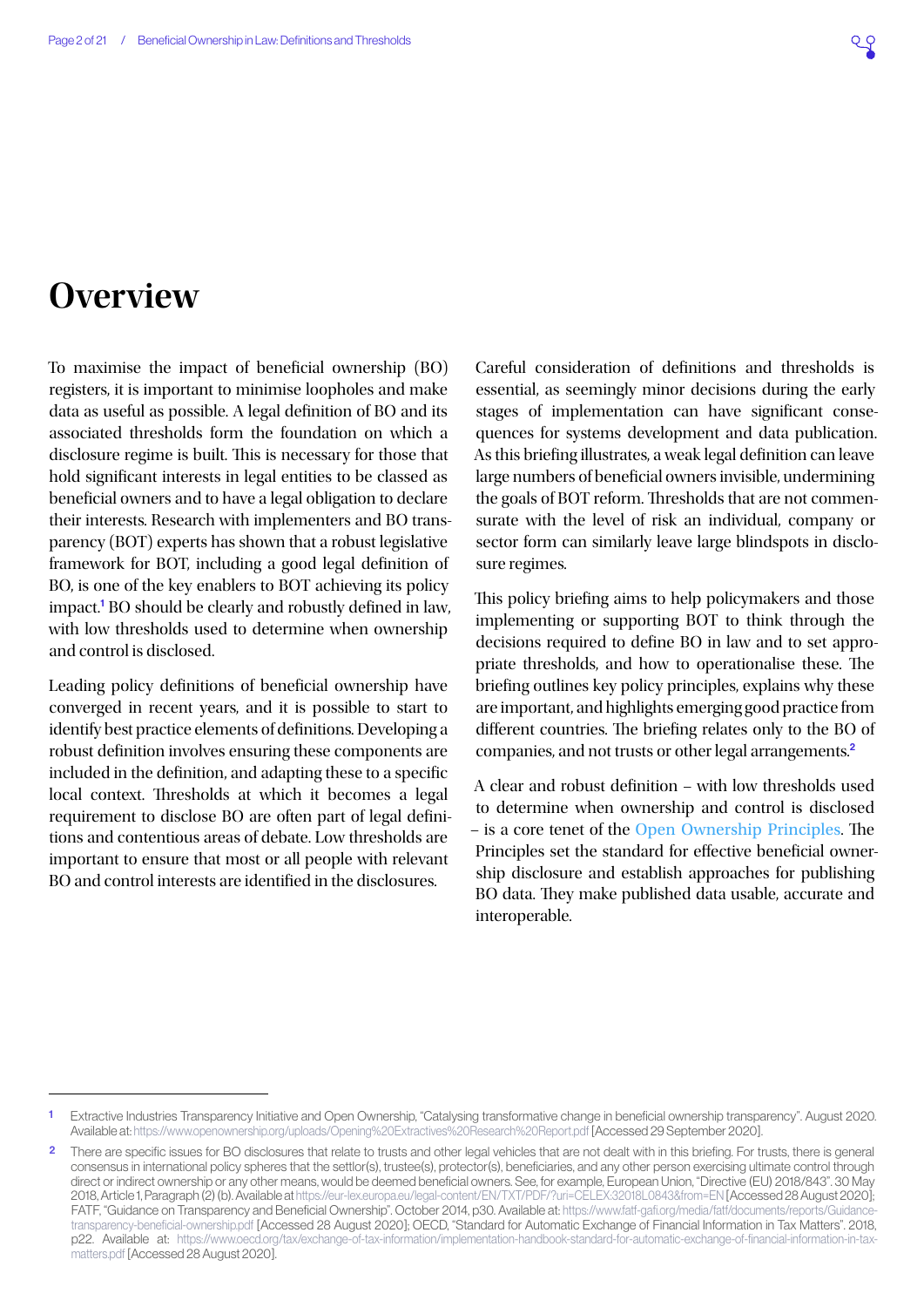# Overview

To maximise the impact of beneficial ownership (BO) registers, it is important to minimise loopholes and make data as useful as possible. A legal definition of BO and its associated thresholds form the foundation on which a disclosure regime is built. This is necessary for those that hold significant interests in legal entities to be classed as beneficial owners and to have a legal obligation to declare their interests. Research with implementers and BO transparency (BOT) experts has shown that a robust legislative framework for BOT, including a good legal definition of BO, is one of the key enablers to BOT achieving its policy impact.[1] BO should be clearly and robustly defined in law, with low thresholds used to determine when ownership and control is disclosed.

Leading policy definitions of beneficial ownership have converged in recent years, and it is possible to start to identify best practice elements of definitions. Developing a robust definition involves ensuring these components are included in the definition, and adapting these to a specific local context. Thresholds at which it becomes a legal requirement to disclose BO are often part of legal definitions and contentious areas of debate. Low thresholds are important to ensure that most or all people with relevant BO and control interests are identified in the disclosures.

Careful consideration of definitions and thresholds is essential, as seemingly minor decisions during the early stages of implementation can have significant consequences for systems development and data publication. As this briefing illustrates, a weak legal definition can leave large numbers of beneficial owners invisible, undermining the goals of BOT reform. Thresholds that are not commensurate with the level of risk an individual, company or sector form can similarly leave large blindspots in disclosure regimes.

This policy briefing aims to help policymakers and those implementing or supporting BOT to think through the decisions required to define BO in law and to set appropriate thresholds, and how to operationalise these. The briefing outlines key policy principles, explains why these are important, and highlights emerging good practice from different countries. The briefing relates only to the BO of companies, and not trusts or other legal arrangements.[2]

A clear and robust definition – with low thresholds used to determine when ownership and control is disclosed – is a core tenet of the Open Ownership Principles. The Principles set the standard for effective beneficial ownership disclosure and establish approaches for publishing BO data. They make published data usable, accurate and interoperable.

---

1 Extractive Industries Transparency Initiative and Open Ownership, "Catalysing transformative change in beneficial ownership transparency". August 2020. Available at: https://www.openownership.org/uploads/Opening%20Extractives%20Research%20Report.pdf [Accessed 29 September 2020].

2 There are specific issues for BO disclosures that relate to trusts and other legal vehicles that are not dealt with in this briefing. For trusts, there is general consensus in international policy spheres that the settlor(s), trustee(s), protector(s), beneficiaries, and any other person exercising ultimate control through direct or indirect ownership or any other means, would be deemed beneficial owners. See, for example, European Union, "Directive (EU) 2018/843". 30 May 2018, Article 1, Paragraph (2) (b). Available at https://eur-lex.europa.eu/legal-content/EN/TXT/PDF/?uri=CELEX:32018L0843&from=EN [Accessed 28 August 2020]; FATF, "Guidance on Transparency and Beneficial Ownership". October 2014, p30. Available at: https://www.fatf-gafi.org/media/fatf/documents/reports/Guidance-transparency-beneficial-ownership.pdf [Accessed 28 August 2020]; OECD, "Standard for Automatic Exchange of Financial Information in Tax Matters". 2018, p22. Available at: https://www.oecd.org/tax/exchange-of-tax-information/implementation-handbook-standard-for-automatic-exchange-of-financial-information-in-tax-matters.pdf [Accessed 28 August 2020].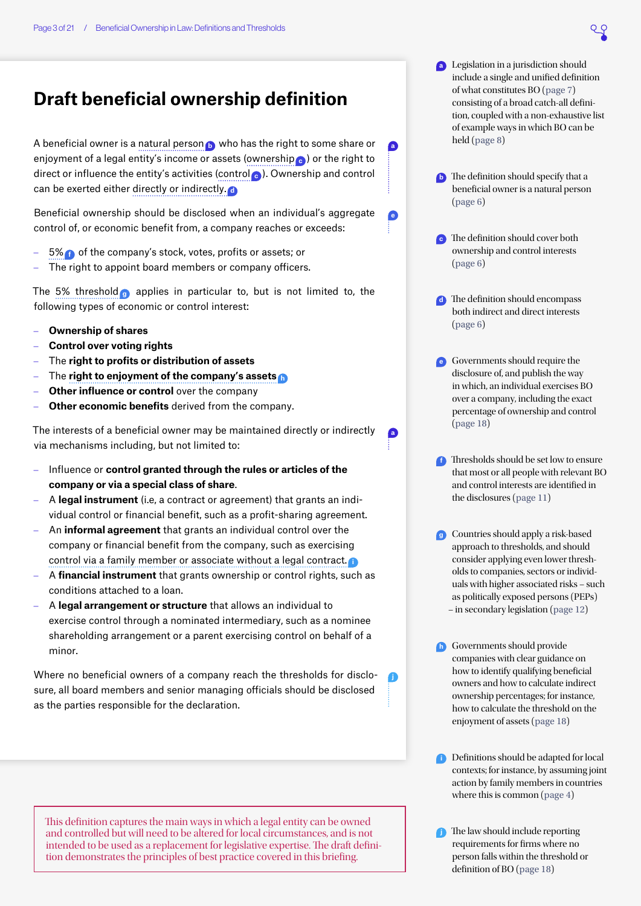# Draft beneficial ownership definition

A beneficial owner is a natural person [b] who has the right to some share or enjoyment of a legal entity's income or assets (ownership [c]) or the right to direct or influence the entity's activities (control [c]). Ownership and control can be exerted either directly or indirectly. [d]

Beneficial ownership should be disclosed when an individual's aggregate control of, or economic benefit from, a company reaches or exceeds:

- 5% [f] of the company's stock, votes, profits or assets; or
- The right to appoint board members or company officers.

The 5% threshold [g] applies in particular to, but is not limited to, the following types of economic or control interest:

- **Ownership of shares**
- **Control over voting rights**
- The **right to profits or distribution of assets**
- The **right to enjoyment of the company's assets** [h]
- **Other influence or control** over the company
- **Other economic benefits** derived from the company.

The interests of a beneficial owner may be maintained directly or indirectly via mechanisms including, but not limited to:

- Influence or **control granted through the rules or articles of the company or via a special class of share**.
- A **legal instrument** (i.e, a contract or agreement) that grants an individual control or financial benefit, such as a profit-sharing agreement.
- An **informal agreement** that grants an individual control over the company or financial benefit from the company, such as exercising control via a family member or associate without a legal contract. [i]
- A **financial instrument** that grants ownership or control rights, such as conditions attached to a loan.
- A **legal arrangement or structure** that allows an individual to exercise control through a nominated intermediary, such as a nominee shareholding arrangement or a parent exercising control on behalf of a minor.

Where no beneficial owners of a company reach the thresholds for disclosure, all board members and senior managing officials should be disclosed as the parties responsible for the declaration.

This definition captures the main ways in which a legal entity can be owned and controlled but will need to be altered for local circumstances, and is not intended to be used as a replacement for legislative expertise. The draft definition demonstrates the principles of best practice covered in this briefing.

---

[a] Legislation in a jurisdiction should include a single and unified definition of what constitutes BO (page 7) consisting of a broad catch-all definition, coupled with a non-exhaustive list of example ways in which BO can be held (page 8)

[b] The definition should specify that a beneficial owner is a natural person (page 6)

[c] The definition should cover both ownership and control interests (page 6)

[d] The definition should encompass both indirect and direct interests (page 6)

[e] Governments should require the disclosure of, and publish the way in which, an individual exercises BO over a company, including the exact percentage of ownership and control (page 18)

[f] Thresholds should be set low to ensure that most or all people with relevant BO and control interests are identified in the disclosures (page 11)

[g] Countries should apply a risk-based approach to thresholds, and should consider applying even lower thresholds to companies, sectors or individuals with higher associated risks – such as politically exposed persons (PEPs) – in secondary legislation (page 12)

[h] Governments should provide companies with clear guidance on how to identify qualifying beneficial owners and how to calculate indirect ownership percentages; for instance, how to calculate the threshold on the enjoyment of assets (page 18)

[i] Definitions should be adapted for local contexts; for instance, by assuming joint action by family members in countries where this is common (page 4)

[j] The law should include reporting requirements for firms where no person falls within the threshold or definition of BO (page 18)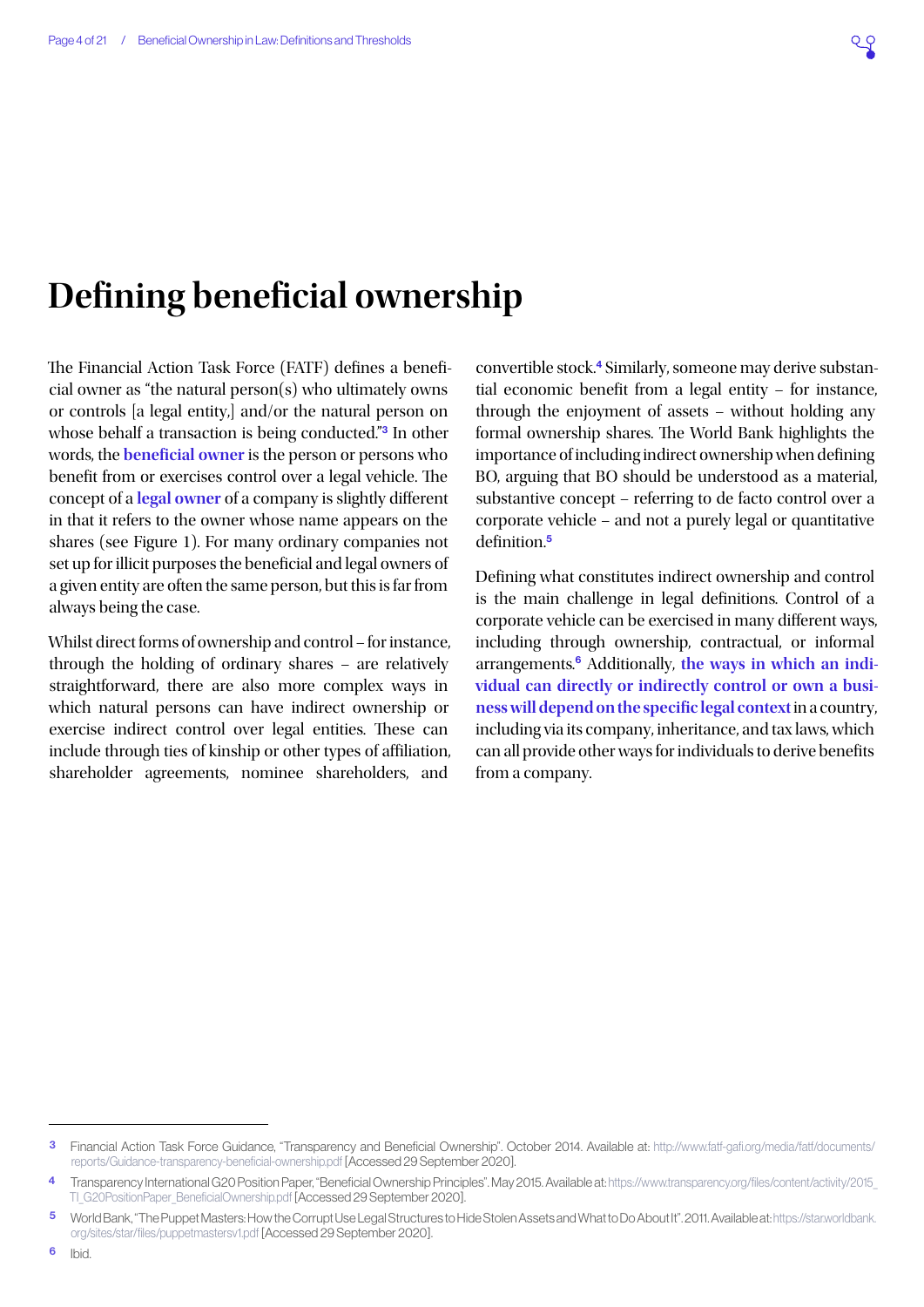# Defining beneficial ownership

The Financial Action Task Force (FATF) defines a beneficial owner as "the natural person(s) who ultimately owns or controls [a legal entity,] and/or the natural person on whose behalf a transaction is being conducted."[3] In other words, the **beneficial owner** is the person or persons who benefit from or exercises control over a legal vehicle. The concept of a **legal owner** of a company is slightly different in that it refers to the owner whose name appears on the shares (see Figure 1). For many ordinary companies not set up for illicit purposes the beneficial and legal owners of a given entity are often the same person, but this is far from always being the case.

Whilst direct forms of ownership and control – for instance, through the holding of ordinary shares – are relatively straightforward, there are also more complex ways in which natural persons can have indirect ownership or exercise indirect control over legal entities. These can include through ties of kinship or other types of affiliation, shareholder agreements, nominee shareholders, and convertible stock.[4] Similarly, someone may derive substantial economic benefit from a legal entity – for instance, through the enjoyment of assets – without holding any formal ownership shares. The World Bank highlights the importance of including indirect ownership when defining BO, arguing that BO should be understood as a material, substantive concept – referring to de facto control over a corporate vehicle – and not a purely legal or quantitative definition.[5]

Defining what constitutes indirect ownership and control is the main challenge in legal definitions. Control of a corporate vehicle can be exercised in many different ways, including through ownership, contractual, or informal arrangements.[6] Additionally, **the ways in which an individual can directly or indirectly control or own a business will depend on the specific legal context** in a country, including via its company, inheritance, and tax laws, which can all provide other ways for individuals to derive benefits from a company.

---

[3] Financial Action Task Force Guidance, "Transparency and Beneficial Ownership". October 2014. Available at: http://www.fatf-gafi.org/media/fatf/documents/reports/Guidance-transparency-beneficial-ownership.pdf [Accessed 29 September 2020].

[4] Transparency International G20 Position Paper, "Beneficial Ownership Principles". May 2015. Available at: https://www.transparency.org/files/content/activity/2015_TI_G20PositionPaper_BeneficialOwnership.pdf [Accessed 29 September 2020].

[5] World Bank, "The Puppet Masters: How the Corrupt Use Legal Structures to Hide Stolen Assets and What to Do About It". 2011. Available at: https://star.worldbank.org/sites/star/files/puppetmastersv1.pdf [Accessed 29 September 2020].

[6] Ibid.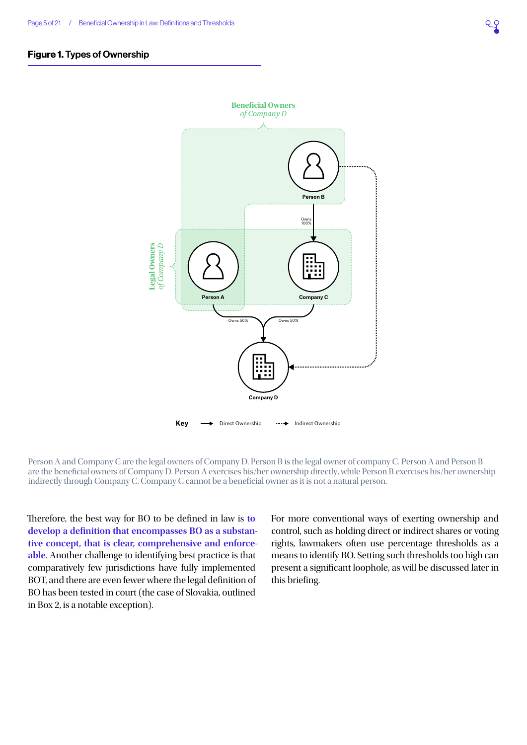**Figure 1. Types of Ownership**

Person A and Company C are the legal owners of Company D. Person B is the legal owner of company C. Person A and Person B are the beneficial owners of Company D. Person A exercises his/her ownership directly, while Person B exercises his/her ownership indirectly through Company C. Company C cannot be a beneficial owner as it is not a natural person.

Therefore, the best way for BO to be defined in law is **to develop a definition that encompasses BO as a substantive concept, that is clear, comprehensive and enforceable.** Another challenge to identifying best practice is that comparatively few jurisdictions have fully implemented BOT, and there are even fewer where the legal definition of BO has been tested in court (the case of Slovakia, outlined in Box 2, is a notable exception).

For more conventional ways of exerting ownership and control, such as holding direct or indirect shares or voting rights, lawmakers often use percentage thresholds as a means to identify BO. Setting such thresholds too high can present a significant loophole, as will be discussed later in this briefing.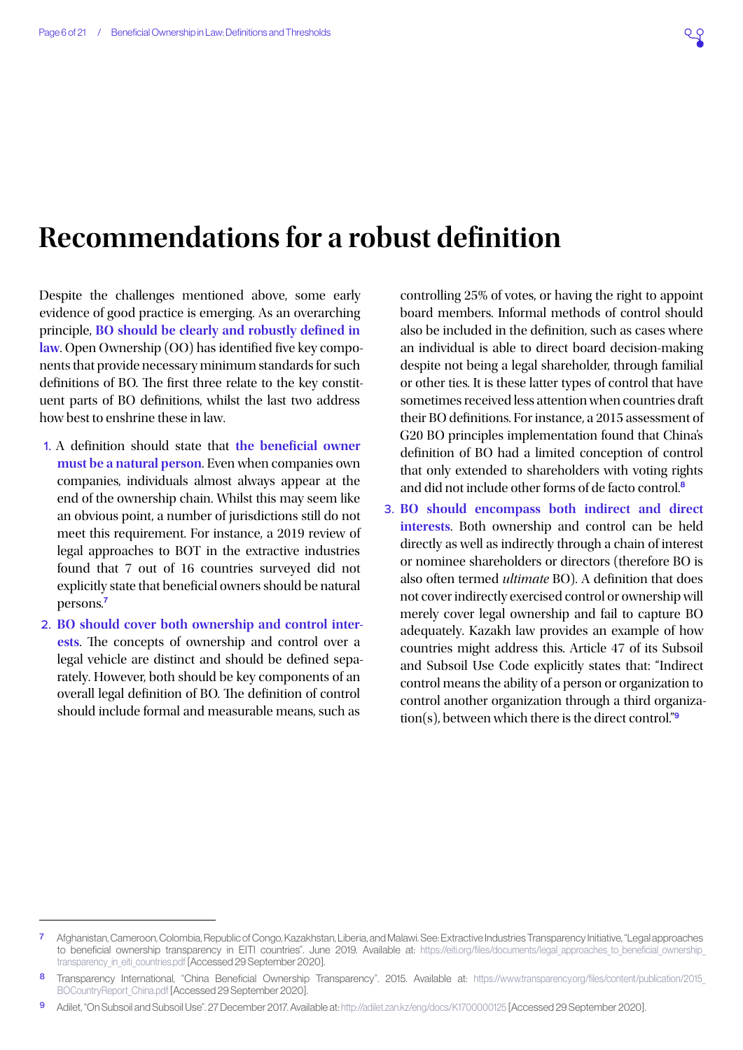# Recommendations for a robust definition

Despite the challenges mentioned above, some early evidence of good practice is emerging. As an overarching principle, **BO should be clearly and robustly defined in law**. Open Ownership (OO) has identified five key components that provide necessary minimum standards for such definitions of BO. The first three relate to the key constituent parts of BO definitions, whilst the last two address how best to enshrine these in law.

1. A definition should state that **the beneficial owner must be a natural person**. Even when companies own companies, individuals almost always appear at the end of the ownership chain. Whilst this may seem like an obvious point, a number of jurisdictions still do not meet this requirement. For instance, a 2019 review of legal approaches to BOT in the extractive industries found that 7 out of 16 countries surveyed did not explicitly state that beneficial owners should be natural persons.[7]
2. **BO should cover both ownership and control interests**. The concepts of ownership and control over a legal vehicle are distinct and should be defined separately. However, both should be key components of an overall legal definition of BO. The definition of control should include formal and measurable means, such as controlling 25% of votes, or having the right to appoint board members. Informal methods of control should also be included in the definition, such as cases where an individual is able to direct board decision-making despite not being a legal shareholder, through familial or other ties. It is these latter types of control that have sometimes received less attention when countries draft their BO definitions. For instance, a 2015 assessment of G20 BO principles implementation found that China's definition of BO had a limited conception of control that only extended to shareholders with voting rights and did not include other forms of de facto control.[8]
3. **BO should encompass both indirect and direct interests**. Both ownership and control can be held directly as well as indirectly through a chain of interest or nominee shareholders or directors (therefore BO is also often termed *ultimate* BO). A definition that does not cover indirectly exercised control or ownership will merely cover legal ownership and fail to capture BO adequately. Kazakh law provides an example of how countries might address this. Article 47 of its Subsoil and Subsoil Use Code explicitly states that: "Indirect control means the ability of a person or organization to control another organization through a third organization(s), between which there is the direct control."[9]

---

7 Afghanistan, Cameroon, Colombia, Republic of Congo, Kazakhstan, Liberia, and Malawi. See: Extractive Industries Transparency Initiative, "Legal approaches to beneficial ownership transparency in EITI countries". June 2019. Available at: https://eiti.org/files/documents/legal_approaches_to_beneficial_ownership_transparency_in_eiti_countries.pdf [Accessed 29 September 2020].

8 Transparency International, "China Beneficial Ownership Transparency". 2015. Available at: https://www.transparency.org/files/content/publication/2015_BOCountryReport_China.pdf [Accessed 29 September 2020].

9 Adilet, "On Subsoil and Subsoil Use". 27 December 2017. Available at: http://adilet.zan.kz/eng/docs/K1700000125 [Accessed 29 September 2020].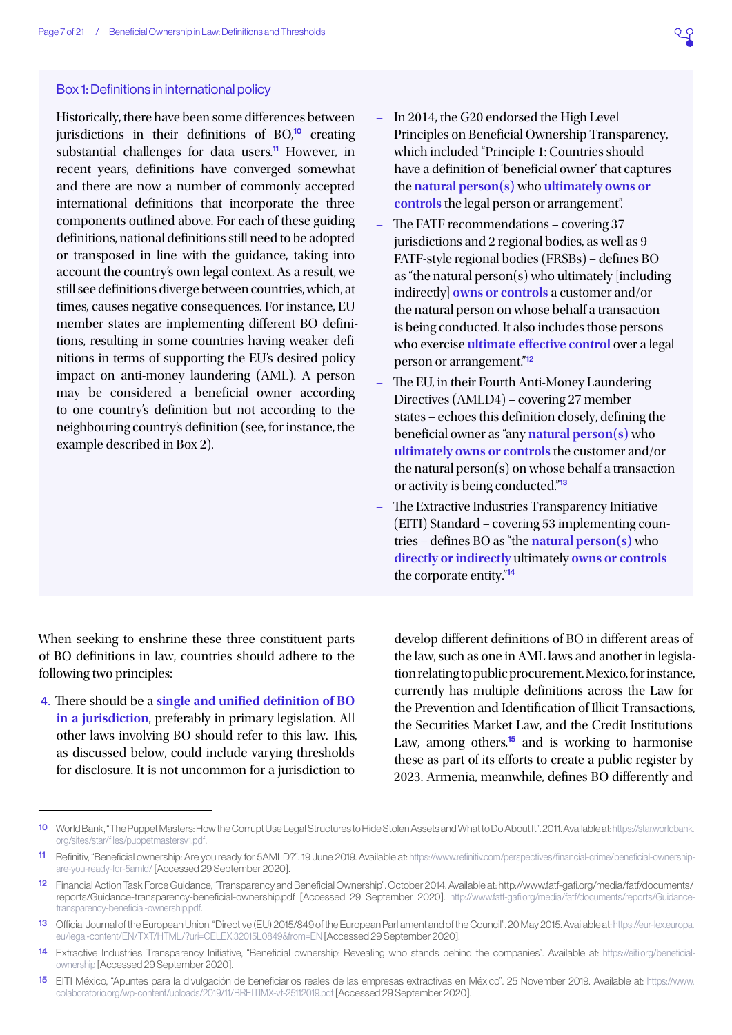### Box 1: Definitions in international policy

Historically, there have been some differences between jurisdictions in their definitions of BO,[10] creating substantial challenges for data users.[11] However, in recent years, definitions have converged somewhat and there are now a number of commonly accepted international definitions that incorporate the three components outlined above. For each of these guiding definitions, national definitions still need to be adopted or transposed in line with the guidance, taking into account the country's own legal context. As a result, we still see definitions diverge between countries, which, at times, causes negative consequences. For instance, EU member states are implementing different BO definitions, resulting in some countries having weaker definitions in terms of supporting the EU's desired policy impact on anti-money laundering (AML). A person may be considered a beneficial owner according to one country's definition but not according to the neighbouring country's definition (see, for instance, the example described in Box 2).

- In 2014, the G20 endorsed the High Level Principles on Beneficial Ownership Transparency, which included "Principle 1: Countries should have a definition of 'beneficial owner' that captures the **natural person(s)** who **ultimately owns or controls** the legal person or arrangement".
- The FATF recommendations – covering 37 jurisdictions and 2 regional bodies, as well as 9 FATF-style regional bodies (FRSBs) – defines BO as "the natural person(s) who ultimately [including indirectly] **owns or controls** a customer and/or the natural person on whose behalf a transaction is being conducted. It also includes those persons who exercise **ultimate effective control** over a legal person or arrangement."[12]
- The EU, in their Fourth Anti-Money Laundering Directives (AMLD4) – covering 27 member states – echoes this definition closely, defining the beneficial owner as "any **natural person(s)** who **ultimately owns or controls** the customer and/or the natural person(s) on whose behalf a transaction or activity is being conducted."[13]
- The Extractive Industries Transparency Initiative (EITI) Standard – covering 53 implementing countries – defines BO as "the **natural person(s)** who **directly or indirectly** ultimately **owns or controls** the corporate entity."[14]

When seeking to enshrine these three constituent parts of BO definitions in law, countries should adhere to the following two principles:

4. There should be a **single and unified definition of BO in a jurisdiction**, preferably in primary legislation. All other laws involving BO should refer to this law. This, as discussed below, could include varying thresholds for disclosure. It is not uncommon for a jurisdiction to develop different definitions of BO in different areas of the law, such as one in AML laws and another in legislation relating to public procurement. Mexico, for instance, currently has multiple definitions across the Law for the Prevention and Identification of Illicit Transactions, the Securities Market Law, and the Credit Institutions Law, among others,[15] and is working to harmonise these as part of its efforts to create a public register by 2023. Armenia, meanwhile, defines BO differently and

---

[10] World Bank, "The Puppet Masters: How the Corrupt Use Legal Structures to Hide Stolen Assets and What to Do About It". 2011. Available at: https://star.worldbank.org/sites/star/files/puppetmastersv1.pdf.

[11] Refinitiv, "Beneficial ownership: Are you ready for 5AMLD?". 19 June 2019. Available at: https://www.refinitiv.com/perspectives/financial-crime/beneficial-ownership-are-you-ready-for-5amld/ [Accessed 29 September 2020].

[12] Financial Action Task Force Guidance, "Transparency and Beneficial Ownership". October 2014. Available at: http://www.fatf-gafi.org/media/fatf/documents/reports/Guidance-transparency-beneficial-ownership.pdf [Accessed 29 September 2020]. http://www.fatf-gafi.org/media/fatf/documents/reports/Guidance-transparency-beneficial-ownership.pdf.

[13] Official Journal of the European Union, "Directive (EU) 2015/849 of the European Parliament and of the Council". 20 May 2015. Available at: https://eur-lex.europa.eu/legal-content/EN/TXT/HTML/?uri=CELEX:32015L0849&from=EN [Accessed 29 September 2020].

[14] Extractive Industries Transparency Initiative, "Beneficial ownership: Revealing who stands behind the companies". Available at: https://eiti.org/beneficial-ownership [Accessed 29 September 2020].

[15] EITI México, "Apuntes para la divulgación de beneficiarios reales de las empresas extractivas en México". 25 November 2019. Available at: https://www.colaboratorio.org/wp-content/uploads/2019/11/BREITIMX-vf-25112019.pdf [Accessed 29 September 2020].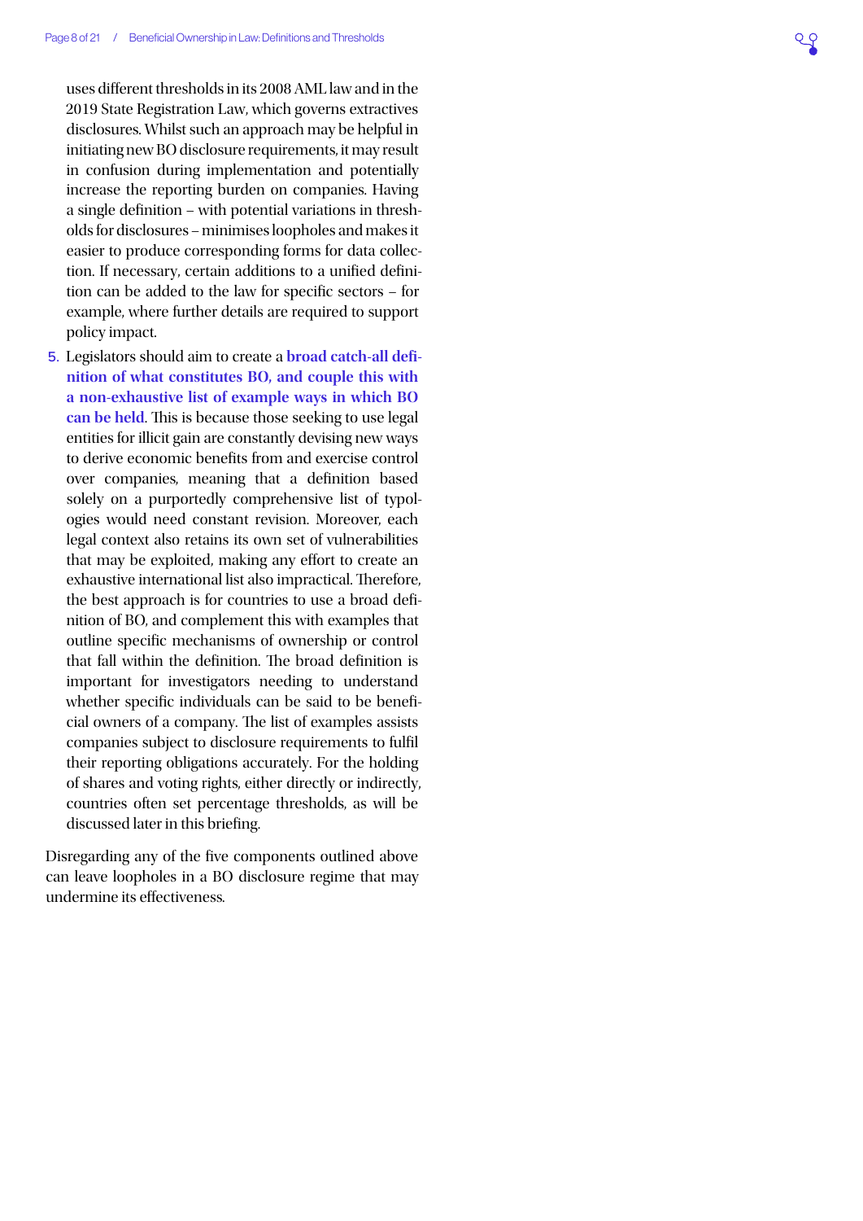uses different thresholds in its 2008 AML law and in the 2019 State Registration Law, which governs extractives disclosures. Whilst such an approach may be helpful in initiating new BO disclosure requirements, it may result in confusion during implementation and potentially increase the reporting burden on companies. Having a single definition – with potential variations in thresholds for disclosures – minimises loopholes and makes it easier to produce corresponding forms for data collection. If necessary, certain additions to a unified definition can be added to the law for specific sectors – for example, where further details are required to support policy impact.

5. Legislators should aim to create a **broad catch-all definition of what constitutes BO, and couple this with a non-exhaustive list of example ways in which BO can be held**. This is because those seeking to use legal entities for illicit gain are constantly devising new ways to derive economic benefits from and exercise control over companies, meaning that a definition based solely on a purportedly comprehensive list of typologies would need constant revision. Moreover, each legal context also retains its own set of vulnerabilities that may be exploited, making any effort to create an exhaustive international list also impractical. Therefore, the best approach is for countries to use a broad definition of BO, and complement this with examples that outline specific mechanisms of ownership or control that fall within the definition. The broad definition is important for investigators needing to understand whether specific individuals can be said to be beneficial owners of a company. The list of examples assists companies subject to disclosure requirements to fulfil their reporting obligations accurately. For the holding of shares and voting rights, either directly or indirectly, countries often set percentage thresholds, as will be discussed later in this briefing.

Disregarding any of the five components outlined above can leave loopholes in a BO disclosure regime that may undermine its effectiveness.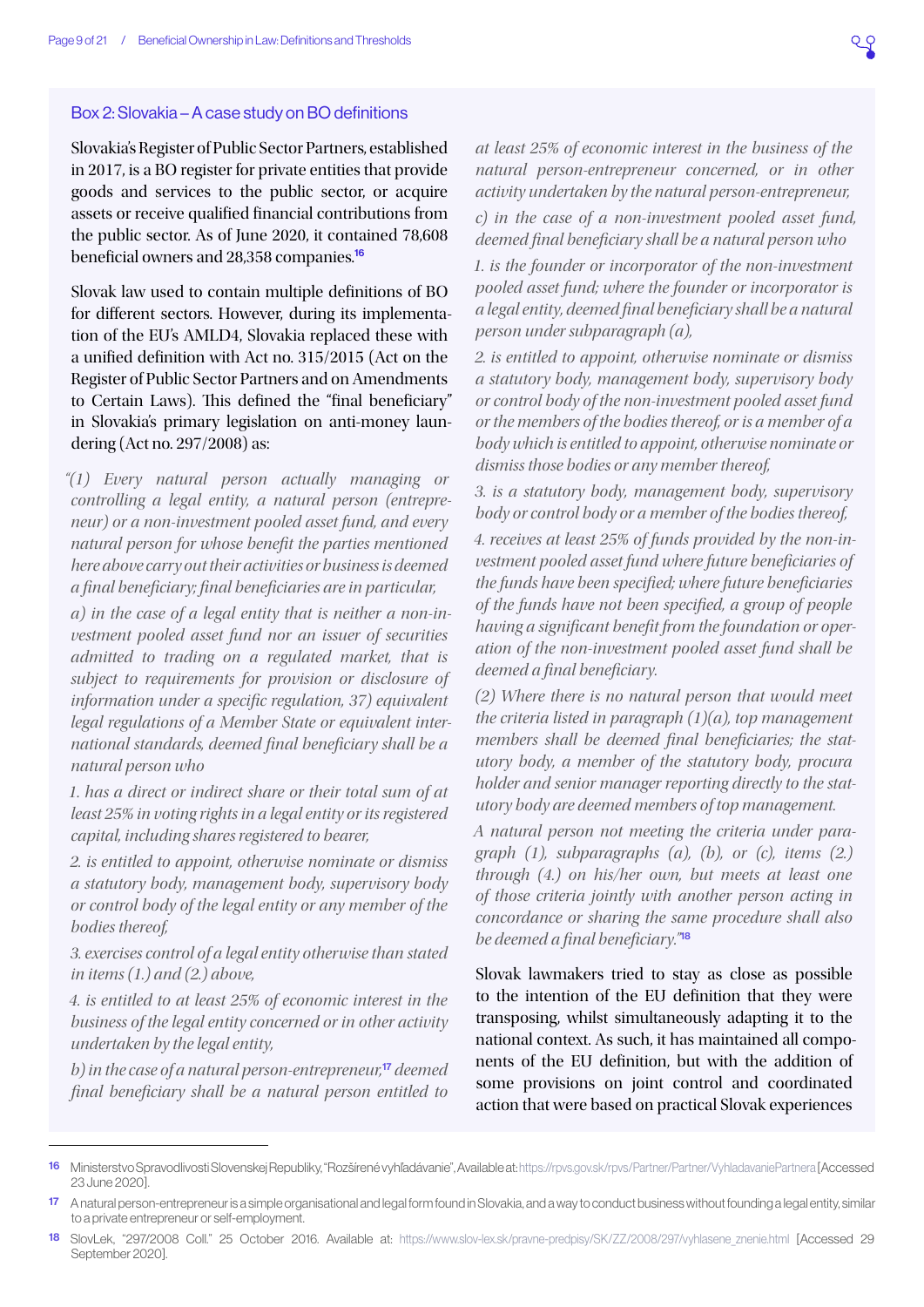## Box 2: Slovakia – A case study on BO definitions

Slovakia's Register of Public Sector Partners, established in 2017, is a BO register for private entities that provide goods and services to the public sector, or acquire assets or receive qualified financial contributions from the public sector. As of June 2020, it contained 78,608 beneficial owners and 28,358 companies.[16]

Slovak law used to contain multiple definitions of BO for different sectors. However, during its implementation of the EU's AMLD4, Slovakia replaced these with a unified definition with Act no. 315/2015 (Act on the Register of Public Sector Partners and on Amendments to Certain Laws). This defined the "final beneficiary" in Slovakia's primary legislation on anti-money laundering (Act no. 297/2008) as:

*"(1) Every natural person actually managing or controlling a legal entity, a natural person (entrepreneur) or a non-investment pooled asset fund, and every natural person for whose benefit the parties mentioned here above carry out their activities or business is deemed a final beneficiary; final beneficiaries are in particular,*

*a) in the case of a legal entity that is neither a non-investment pooled asset fund nor an issuer of securities admitted to trading on a regulated market, that is subject to requirements for provision or disclosure of information under a specific regulation, 37) equivalent legal regulations of a Member State or equivalent international standards, deemed final beneficiary shall be a natural person who*

*1. has a direct or indirect share or their total sum of at least 25% in voting rights in a legal entity or its registered capital, including shares registered to bearer,*

*2. is entitled to appoint, otherwise nominate or dismiss a statutory body, management body, supervisory body or control body of the legal entity or any member of the bodies thereof,*

*3. exercises control of a legal entity otherwise than stated in items (1.) and (2.) above,*

*4. is entitled to at least 25% of economic interest in the business of the legal entity concerned or in other activity undertaken by the legal entity,*

*b) in the case of a natural person-entrepreneur,*[17] *deemed final beneficiary shall be a natural person entitled to at least 25% of economic interest in the business of the natural person-entrepreneur concerned, or in other activity undertaken by the natural person-entrepreneur,*

*c) in the case of a non-investment pooled asset fund, deemed final beneficiary shall be a natural person who*

*1. is the founder or incorporator of the non-investment pooled asset fund; where the founder or incorporator is a legal entity, deemed final beneficiary shall be a natural person under subparagraph (a),*

*2. is entitled to appoint, otherwise nominate or dismiss a statutory body, management body, supervisory body or control body of the non-investment pooled asset fund or the members of the bodies thereof, or is a member of a body which is entitled to appoint, otherwise nominate or dismiss those bodies or any member thereof,*

*3. is a statutory body, management body, supervisory body or control body or a member of the bodies thereof,*

*4. receives at least 25% of funds provided by the non-investment pooled asset fund where future beneficiaries of the funds have been specified; where future beneficiaries of the funds have not been specified, a group of people having a significant benefit from the foundation or operation of the non-investment pooled asset fund shall be deemed a final beneficiary.*

*(2) Where there is no natural person that would meet the criteria listed in paragraph (1)(a), top management members shall be deemed final beneficiaries; the statutory body, a member of the statutory body, procura holder and senior manager reporting directly to the statutory body are deemed members of top management.*

*A natural person not meeting the criteria under paragraph (1), subparagraphs (a), (b), or (c), items (2.) through (4.) on his/her own, but meets at least one of those criteria jointly with another person acting in concordance or sharing the same procedure shall also be deemed a final beneficiary."*[18]

Slovak lawmakers tried to stay as close as possible to the intention of the EU definition that they were transposing, whilst simultaneously adapting it to the national context. As such, it has maintained all components of the EU definition, but with the addition of some provisions on joint control and coordinated action that were based on practical Slovak experiences

---

[16] Ministerstvo Spravodlivosti Slovenskej Republiky, "Rozšírené vyhľadávanie", Available at: https://rpvs.gov.sk/rpvs/Partner/Partner/VyhladavaniePartnera [Accessed 23 June 2020].

[17] A natural person-entrepreneur is a simple organisational and legal form found in Slovakia, and a way to conduct business without founding a legal entity, similar to a private entrepreneur or self-employment.

[18] SlovLek, "297/2008 Coll." 25 October 2016. Available at: https://www.slov-lex.sk/pravne-predpisy/SK/ZZ/2008/297/vyhlasene_znenie.html [Accessed 29 September 2020].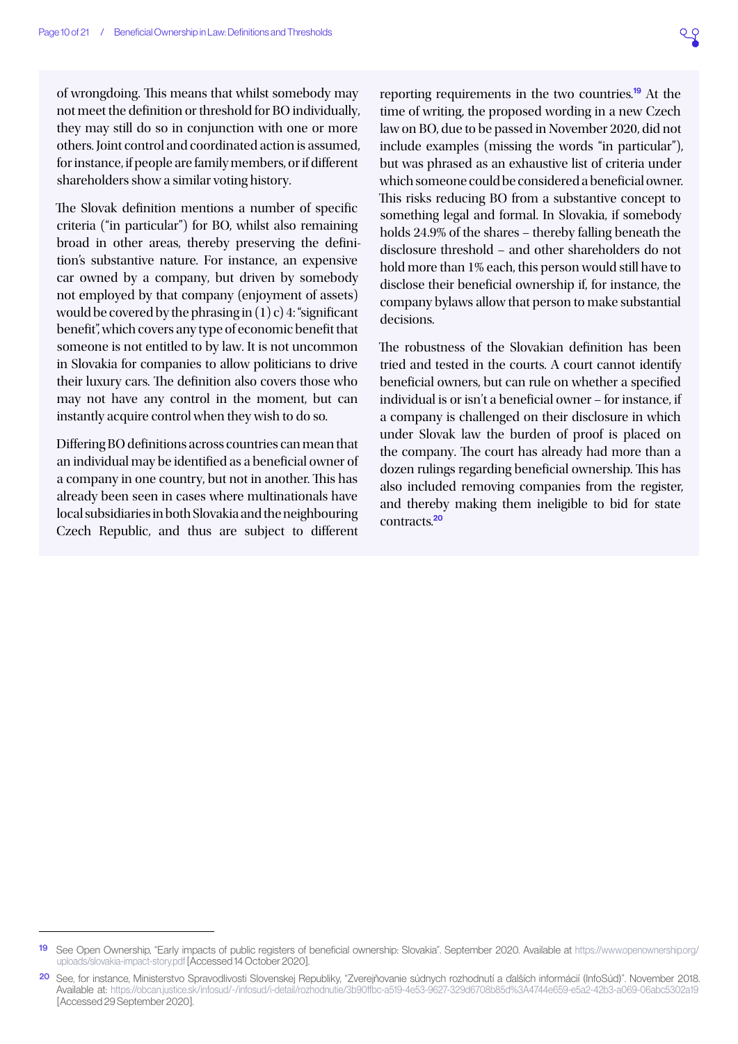of wrongdoing. This means that whilst somebody may not meet the definition or threshold for BO individually, they may still do so in conjunction with one or more others. Joint control and coordinated action is assumed, for instance, if people are family members, or if different shareholders show a similar voting history.

The Slovak definition mentions a number of specific criteria ("in particular") for BO, whilst also remaining broad in other areas, thereby preserving the definition's substantive nature. For instance, an expensive car owned by a company, but driven by somebody not employed by that company (enjoyment of assets) would be covered by the phrasing in (1) c) 4: "significant benefit", which covers any type of economic benefit that someone is not entitled to by law. It is not uncommon in Slovakia for companies to allow politicians to drive their luxury cars. The definition also covers those who may not have any control in the moment, but can instantly acquire control when they wish to do so.

Differing BO definitions across countries can mean that an individual may be identified as a beneficial owner of a company in one country, but not in another. This has already been seen in cases where multinationals have local subsidiaries in both Slovakia and the neighbouring Czech Republic, and thus are subject to different reporting requirements in the two countries.[19] At the time of writing, the proposed wording in a new Czech law on BO, due to be passed in November 2020, did not include examples (missing the words "in particular"), but was phrased as an exhaustive list of criteria under which someone could be considered a beneficial owner. This risks reducing BO from a substantive concept to something legal and formal. In Slovakia, if somebody holds 24.9% of the shares – thereby falling beneath the disclosure threshold – and other shareholders do not hold more than 1% each, this person would still have to disclose their beneficial ownership if, for instance, the company bylaws allow that person to make substantial decisions.

The robustness of the Slovakian definition has been tried and tested in the courts. A court cannot identify beneficial owners, but can rule on whether a specified individual is or isn't a beneficial owner – for instance, if a company is challenged on their disclosure in which under Slovak law the burden of proof is placed on the company. The court has already had more than a dozen rulings regarding beneficial ownership. This has also included removing companies from the register, and thereby making them ineligible to bid for state contracts.[20]

---

[19] See Open Ownership, "Early impacts of public registers of beneficial ownership: Slovakia". September 2020. Available at https://www.openownership.org/uploads/slovakia-impact-story.pdf [Accessed 14 October 2020].

[20] See, for instance, Ministerstvo Spravodlivosti Slovenskej Republiky, "Zverejňovanie súdnych rozhodnutí a ďalších informácií (InfoSúd)". November 2018. Available at: https://obcan.justice.sk/infosud/-/infosud/i-detail/rozhodnutie/3b90ffbc-a519-4e53-9627-329d6708b85d%3A4744e659-e5a2-42b3-a069-06abc5302a19 [Accessed 29 September 2020].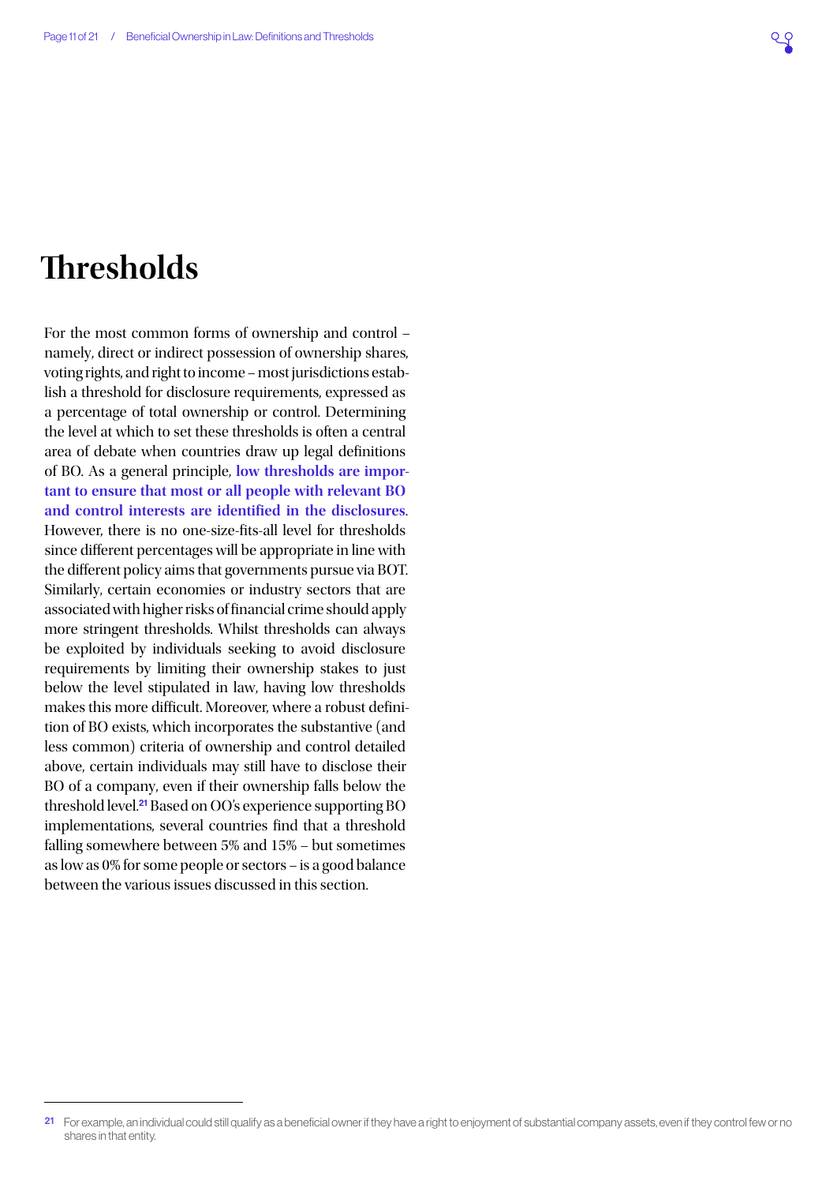# Thresholds

For the most common forms of ownership and control – namely, direct or indirect possession of ownership shares, voting rights, and right to income – most jurisdictions establish a threshold for disclosure requirements, expressed as a percentage of total ownership or control. Determining the level at which to set these thresholds is often a central area of debate when countries draw up legal definitions of BO. As a general principle, **low thresholds are important to ensure that most or all people with relevant BO and control interests are identified in the disclosures**. However, there is no one-size-fits-all level for thresholds since different percentages will be appropriate in line with the different policy aims that governments pursue via BOT. Similarly, certain economies or industry sectors that are associated with higher risks of financial crime should apply more stringent thresholds. Whilst thresholds can always be exploited by individuals seeking to avoid disclosure requirements by limiting their ownership stakes to just below the level stipulated in law, having low thresholds makes this more difficult. Moreover, where a robust definition of BO exists, which incorporates the substantive (and less common) criteria of ownership and control detailed above, certain individuals may still have to disclose their BO of a company, even if their ownership falls below the threshold level.[21] Based on OO's experience supporting BO implementations, several countries find that a threshold falling somewhere between 5% and 15% – but sometimes as low as 0% for some people or sectors – is a good balance between the various issues discussed in this section.

---

[21] For example, an individual could still qualify as a beneficial owner if they have a right to enjoyment of substantial company assets, even if they control few or no shares in that entity.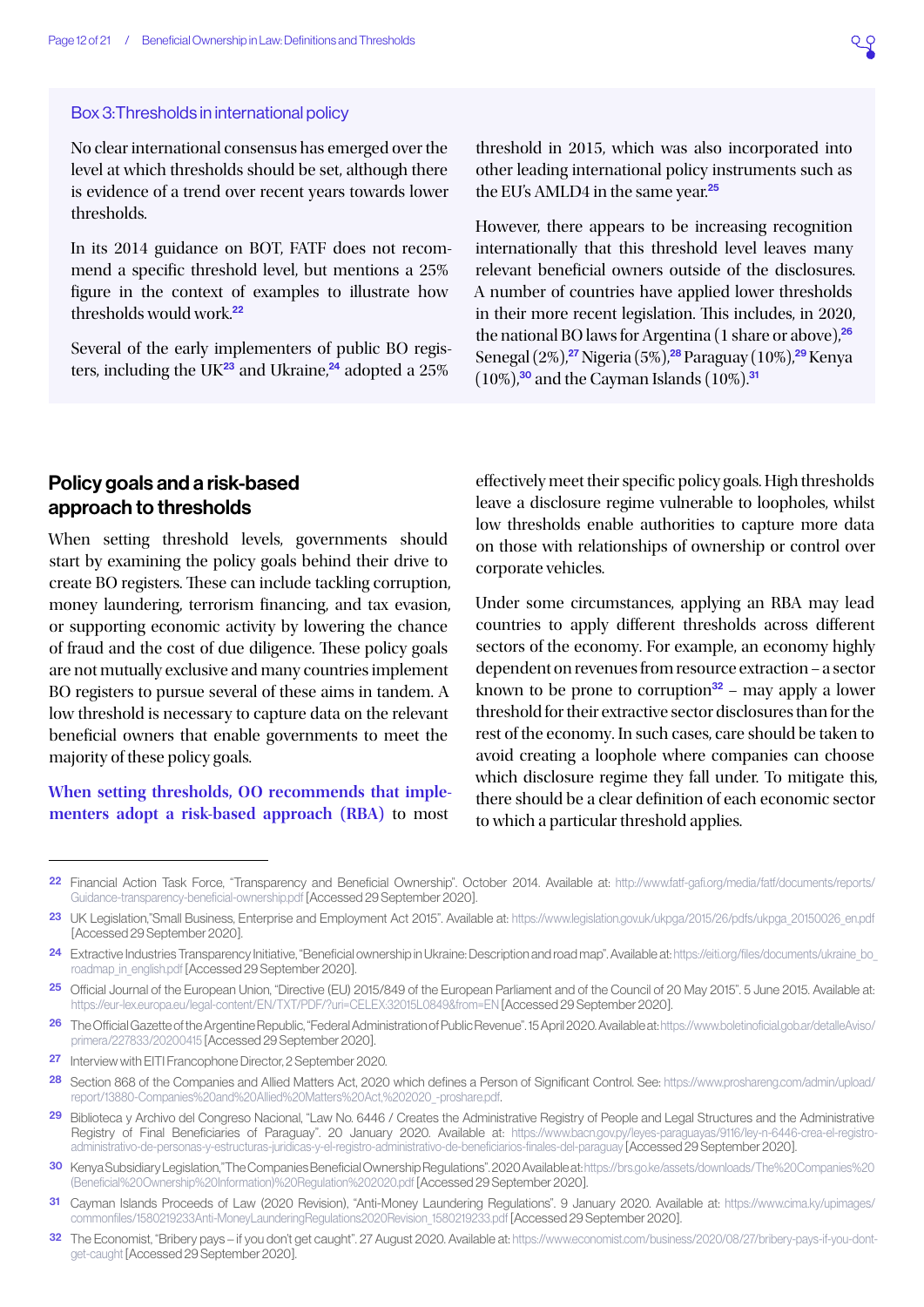### Box 3: Thresholds in international policy

No clear international consensus has emerged over the level at which thresholds should be set, although there is evidence of a trend over recent years towards lower thresholds.

In its 2014 guidance on BOT, FATF does not recommend a specific threshold level, but mentions a 25% figure in the context of examples to illustrate how thresholds would work.[22]

Several of the early implementers of public BO registers, including the UK[23] and Ukraine,[24] adopted a 25% threshold in 2015, which was also incorporated into other leading international policy instruments such as the EU's AMLD4 in the same year.[25]

However, there appears to be increasing recognition internationally that this threshold level leaves many relevant beneficial owners outside of the disclosures. A number of countries have applied lower thresholds in their more recent legislation. This includes, in 2020, the national BO laws for Argentina (1 share or above),[26] Senegal (2%),[27] Nigeria (5%),[28] Paraguay (10%),[29] Kenya (10%),[30] and the Cayman Islands (10%).[31]

## Policy goals and a risk-based approach to thresholds

When setting threshold levels, governments should start by examining the policy goals behind their drive to create BO registers. These can include tackling corruption, money laundering, terrorism financing, and tax evasion, or supporting economic activity by lowering the chance of fraud and the cost of due diligence. These policy goals are not mutually exclusive and many countries implement BO registers to pursue several of these aims in tandem. A low threshold is necessary to capture data on the relevant beneficial owners that enable governments to meet the majority of these policy goals.

**When setting thresholds, OO recommends that implementers adopt a risk-based approach (RBA)** to most effectively meet their specific policy goals. High thresholds leave a disclosure regime vulnerable to loopholes, whilst low thresholds enable authorities to capture more data on those with relationships of ownership or control over corporate vehicles.

Under some circumstances, applying an RBA may lead countries to apply different thresholds across different sectors of the economy. For example, an economy highly dependent on revenues from resource extraction – a sector known to be prone to corruption[32] – may apply a lower threshold for their extractive sector disclosures than for the rest of the economy. In such cases, care should be taken to avoid creating a loophole where companies can choose which disclosure regime they fall under. To mitigate this, there should be a clear definition of each economic sector to which a particular threshold applies.

---

22 Financial Action Task Force, "Transparency and Beneficial Ownership". October 2014. Available at: http://www.fatf-gafi.org/media/fatf/documents/reports/Guidance-transparency-beneficial-ownership.pdf [Accessed 29 September 2020].

23 UK Legislation,"Small Business, Enterprise and Employment Act 2015". Available at: https://www.legislation.gov.uk/ukpga/2015/26/pdfs/ukpga_20150026_en.pdf [Accessed 29 September 2020].

24 Extractive Industries Transparency Initiative, "Beneficial ownership in Ukraine: Description and road map". Available at: https://eiti.org/files/documents/ukraine_bo_roadmap_in_english.pdf [Accessed 29 September 2020].

25 Official Journal of the European Union, "Directive (EU) 2015/849 of the European Parliament and of the Council of 20 May 2015". 5 June 2015. Available at: https://eur-lex.europa.eu/legal-content/EN/TXT/PDF/?uri=CELEX:32015L0849&from=EN [Accessed 29 September 2020].

26 The Official Gazette of the Argentine Republic, "Federal Administration of Public Revenue". 15 April 2020. Available at: https://www.boletinoficial.gob.ar/detalleAviso/primera/227833/20200415 [Accessed 29 September 2020].

27 Interview with EITI Francophone Director, 2 September 2020.

28 Section 868 of the Companies and Allied Matters Act, 2020 which defines a Person of Significant Control. See: https://www.proshareng.com/admin/upload/report/13880-Companies%20and%20Allied%20Matters%20Act,%202020_-proshare.pdf.

29 Biblioteca y Archivo del Congreso Nacional, "Law No. 6446 / Creates the Administrative Registry of People and Legal Structures and the Administrative Registry of Final Beneficiaries of Paraguay". 20 January 2020. Available at: https://www.bacn.gov.py/leyes-paraguayas/9116/ley-n-6446-crea-el-registro-administrativo-de-personas-y-estructuras-juridicas-y-el-registro-administrativo-de-beneficiarios-finales-del-paraguay [Accessed 29 September 2020].

30 Kenya Subsidiary Legislation,"The Companies Beneficial Ownership Regulations". 2020 Available at: https://brs.go.ke/assets/downloads/The%20Companies%20(Beneficial%20Ownership%20Information)%20Regulation%202020.pdf [Accessed 29 September 2020].

31 Cayman Islands Proceeds of Law (2020 Revision), "Anti-Money Laundering Regulations". 9 January 2020. Available at: https://www.cima.ky/upimages/commonfiles/1580219233Anti-MoneyLaunderingRegulations2020Revision_1580219233.pdf [Accessed 29 September 2020].

32 The Economist, "Bribery pays – if you don't get caught". 27 August 2020. Available at: https://www.economist.com/business/2020/08/27/bribery-pays-if-you-dont-get-caught [Accessed 29 September 2020].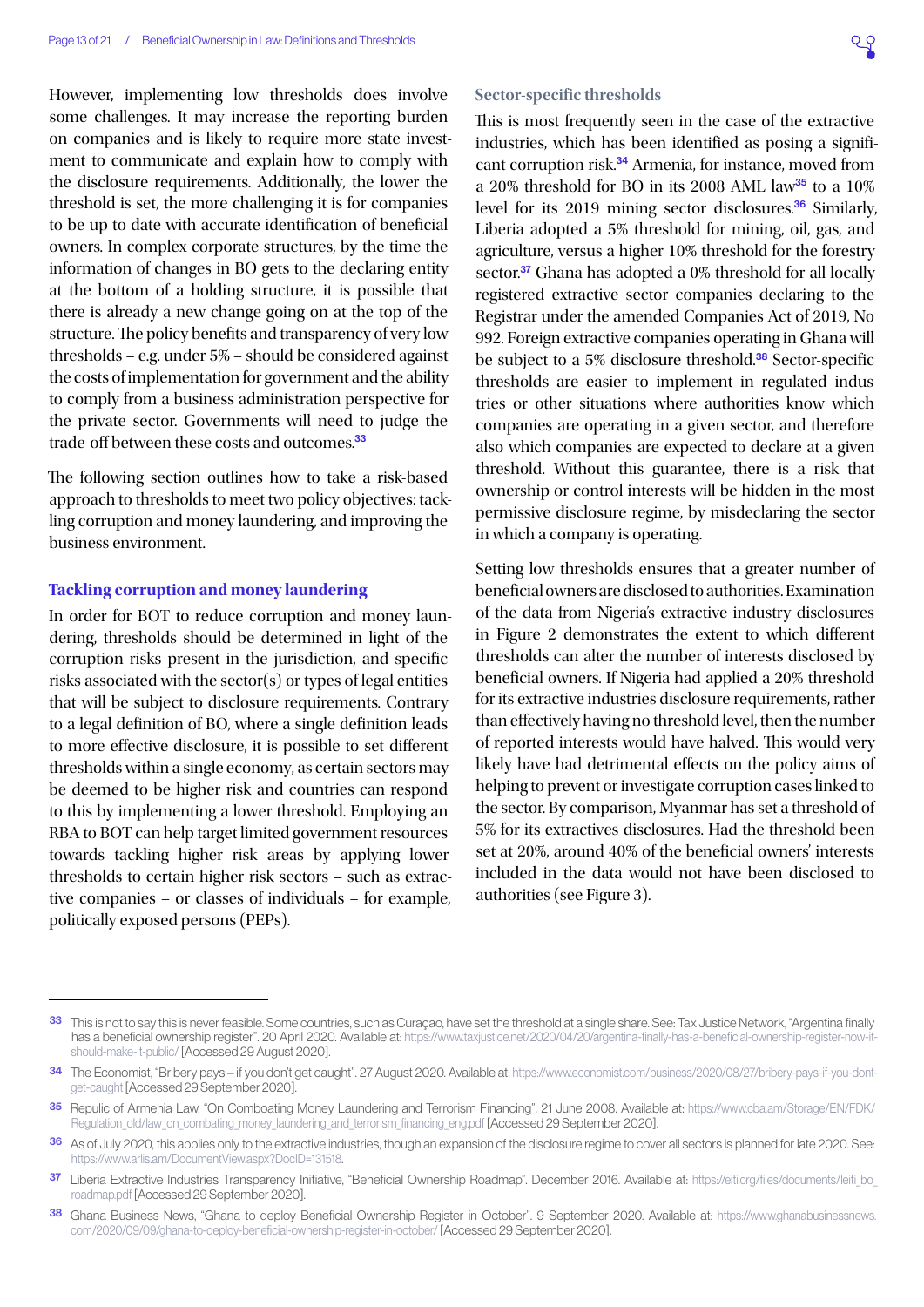However, implementing low thresholds does involve some challenges. It may increase the reporting burden on companies and is likely to require more state investment to communicate and explain how to comply with the disclosure requirements. Additionally, the lower the threshold is set, the more challenging it is for companies to be up to date with accurate identification of beneficial owners. In complex corporate structures, by the time the information of changes in BO gets to the declaring entity at the bottom of a holding structure, it is possible that there is already a new change going on at the top of the structure. The policy benefits and transparency of very low thresholds – e.g. under 5% – should be considered against the costs of implementation for government and the ability to comply from a business administration perspective for the private sector. Governments will need to judge the trade-off between these costs and outcomes.[33]

The following section outlines how to take a risk-based approach to thresholds to meet two policy objectives: tackling corruption and money laundering, and improving the business environment.

### Tackling corruption and money laundering

In order for BOT to reduce corruption and money laundering, thresholds should be determined in light of the corruption risks present in the jurisdiction, and specific risks associated with the sector(s) or types of legal entities that will be subject to disclosure requirements. Contrary to a legal definition of BO, where a single definition leads to more effective disclosure, it is possible to set different thresholds within a single economy, as certain sectors may be deemed to be higher risk and countries can respond to this by implementing a lower threshold. Employing an RBA to BOT can help target limited government resources towards tackling higher risk areas by applying lower thresholds to certain higher risk sectors – such as extractive companies – or classes of individuals – for example, politically exposed persons (PEPs).

#### Sector-specific thresholds

This is most frequently seen in the case of the extractive industries, which has been identified as posing a significant corruption risk.[34] Armenia, for instance, moved from a 20% threshold for BO in its 2008 AML law[35] to a 10% level for its 2019 mining sector disclosures.[36] Similarly, Liberia adopted a 5% threshold for mining, oil, gas, and agriculture, versus a higher 10% threshold for the forestry sector.[37] Ghana has adopted a 0% threshold for all locally registered extractive sector companies declaring to the Registrar under the amended Companies Act of 2019, No 992. Foreign extractive companies operating in Ghana will be subject to a 5% disclosure threshold.[38] Sector-specific thresholds are easier to implement in regulated industries or other situations where authorities know which companies are operating in a given sector, and therefore also which companies are expected to declare at a given threshold. Without this guarantee, there is a risk that ownership or control interests will be hidden in the most permissive disclosure regime, by misdeclaring the sector in which a company is operating.

Setting low thresholds ensures that a greater number of beneficial owners are disclosed to authorities. Examination of the data from Nigeria's extractive industry disclosures in Figure 2 demonstrates the extent to which different thresholds can alter the number of interests disclosed by beneficial owners. If Nigeria had applied a 20% threshold for its extractive industries disclosure requirements, rather than effectively having no threshold level, then the number of reported interests would have halved. This would very likely have had detrimental effects on the policy aims of helping to prevent or investigate corruption cases linked to the sector. By comparison, Myanmar has set a threshold of 5% for its extractives disclosures. Had the threshold been set at 20%, around 40% of the beneficial owners' interests included in the data would not have been disclosed to authorities (see Figure 3).

---

[33] This is not to say this is never feasible. Some countries, such as Curaçao, have set the threshold at a single share. See: Tax Justice Network, "Argentina finally has a beneficial ownership register". 20 April 2020. Available at: https://www.taxjustice.net/2020/04/20/argentina-finally-has-a-beneficial-ownership-register-now-it-should-make-it-public/ [Accessed 29 August 2020].

[34] The Economist, "Bribery pays – if you don't get caught". 27 August 2020. Available at: https://www.economist.com/business/2020/08/27/bribery-pays-if-you-dont-get-caught [Accessed 29 September 2020].

[35] Repulic of Armenia Law, "On Comboating Money Laundering and Terrorism Financing". 21 June 2008. Available at: https://www.cba.am/Storage/EN/FDK/Regulation_old/law_on_combating_money_laundering_and_terrorism_financing_eng.pdf [Accessed 29 September 2020].

[36] As of July 2020, this applies only to the extractive industries, though an expansion of the disclosure regime to cover all sectors is planned for late 2020. See: https://www.arlis.am/DocumentView.aspx?DocID=131518.

[37] Liberia Extractive Industries Transparency Initiative, "Beneficial Ownership Roadmap". December 2016. Available at: https://eiti.org/files/documents/leiti_bo_roadmap.pdf [Accessed 29 September 2020].

[38] Ghana Business News, "Ghana to deploy Beneficial Ownership Register in October". 9 September 2020. Available at: https://www.ghanabusinessnews.com/2020/09/09/ghana-to-deploy-beneficial-ownership-register-in-october/ [Accessed 29 September 2020].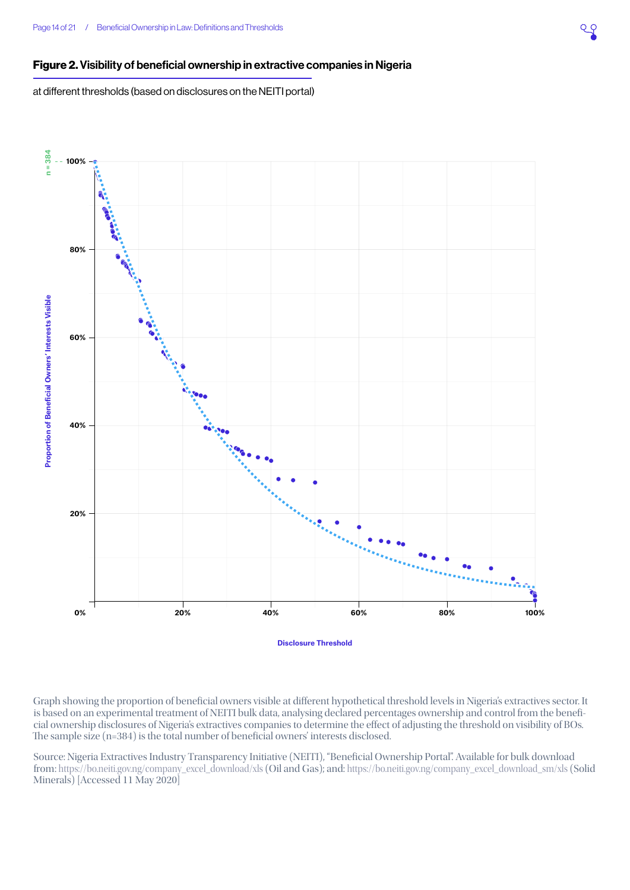**Figure 2. Visibility of beneficial ownership in extractive companies in Nigeria**

at different thresholds (based on disclosures on the NEITI portal)

n = 384

Proportion of Beneficial Owners' Interests Visible

Disclosure Threshold

Graph showing the proportion of beneficial owners visible at different hypothetical threshold levels in Nigeria's extractives sector. It is based on an experimental treatment of NEITI bulk data, analysing declared percentages ownership and control from the beneficial ownership disclosures of Nigeria's extractives companies to determine the effect of adjusting the threshold on visibility of BOs. The sample size (n=384) is the total number of beneficial owners' interests disclosed.

Source: Nigeria Extractives Industry Transparency Initiative (NEITI), "Beneficial Ownership Portal". Available for bulk download from: https://bo.neiti.gov.ng/company_excel_download/xls (Oil and Gas); and: https://bo.neiti.gov.ng/company_excel_download_sm/xls (Solid Minerals) [Accessed 11 May 2020]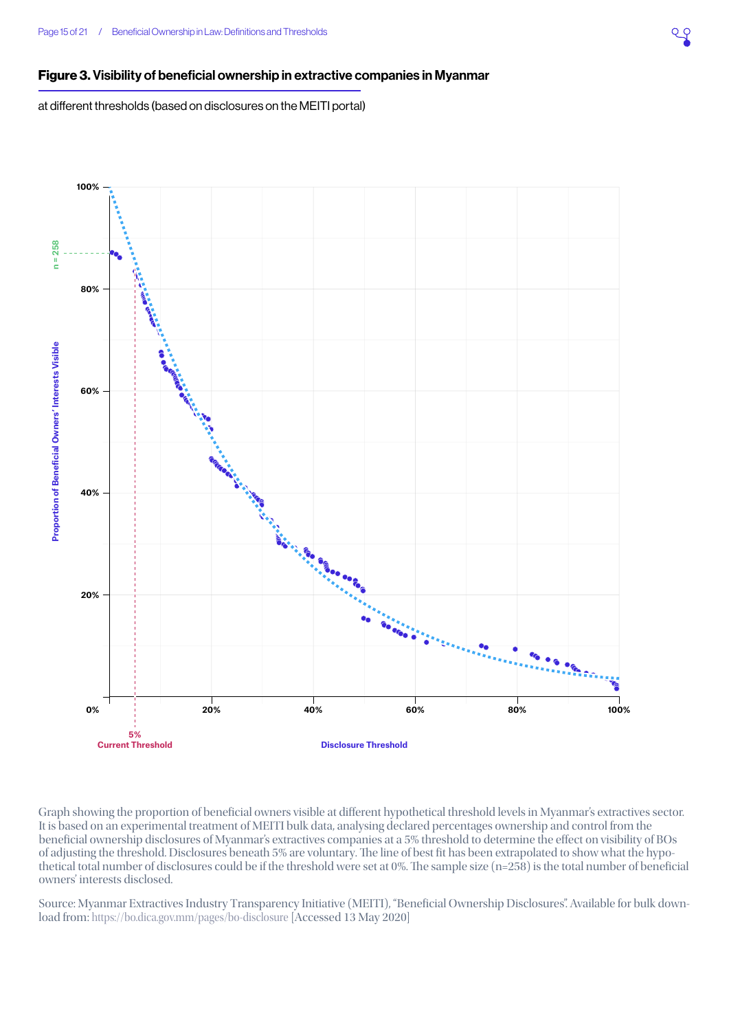**Figure 3. Visibility of beneficial ownership in extractive companies in Myanmar**

at different thresholds (based on disclosures on the MEITI portal)

Graph showing the proportion of beneficial owners visible at different hypothetical threshold levels in Myanmar's extractives sector. It is based on an experimental treatment of MEITI bulk data, analysing declared percentages ownership and control from the beneficial ownership disclosures of Myanmar's extractives companies at a 5% threshold to determine the effect on visibility of BOs of adjusting the threshold. Disclosures beneath 5% are voluntary. The line of best fit has been extrapolated to show what the hypothetical total number of disclosures could be if the threshold were set at 0%. The sample size (n=258) is the total number of beneficial owners' interests disclosed.

Source: Myanmar Extractives Industry Transparency Initiative (MEITI), "Beneficial Ownership Disclosures". Available for bulk download from: https://bo.dica.gov.mm/pages/bo-disclosure [Accessed 13 May 2020]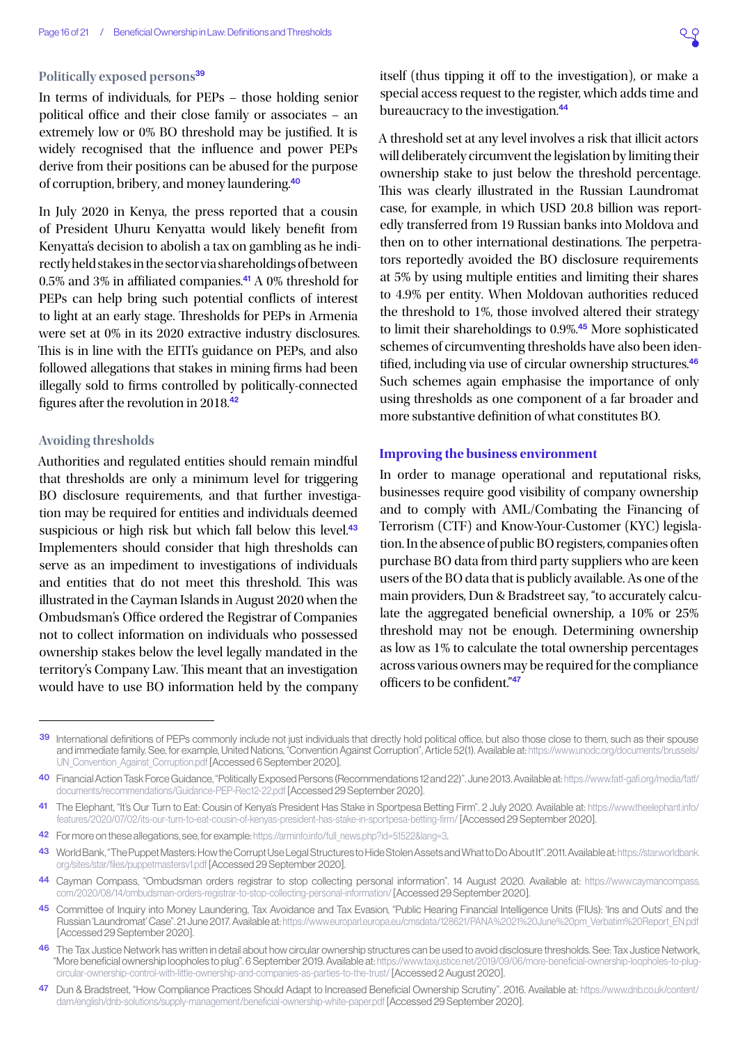### Politically exposed persons[39]

In terms of individuals, for PEPs – those holding senior political office and their close family or associates – an extremely low or 0% BO threshold may be justified. It is widely recognised that the influence and power PEPs derive from their positions can be abused for the purpose of corruption, bribery, and money laundering.[40]

In July 2020 in Kenya, the press reported that a cousin of President Uhuru Kenyatta would likely benefit from Kenyatta's decision to abolish a tax on gambling as he indirectly held stakes in the sector via shareholdings of between 0.5% and 3% in affiliated companies.[41] A 0% threshold for PEPs can help bring such potential conflicts of interest to light at an early stage. Thresholds for PEPs in Armenia were set at 0% in its 2020 extractive industry disclosures. This is in line with the EITI's guidance on PEPs, and also followed allegations that stakes in mining firms had been illegally sold to firms controlled by politically-connected figures after the revolution in 2018.[42]

### Avoiding thresholds

Authorities and regulated entities should remain mindful that thresholds are only a minimum level for triggering BO disclosure requirements, and that further investigation may be required for entities and individuals deemed suspicious or high risk but which fall below this level.[43] Implementers should consider that high thresholds can serve as an impediment to investigations of individuals and entities that do not meet this threshold. This was illustrated in the Cayman Islands in August 2020 when the Ombudsman's Office ordered the Registrar of Companies not to collect information on individuals who possessed ownership stakes below the level legally mandated in the territory's Company Law. This meant that an investigation would have to use BO information held by the company itself (thus tipping it off to the investigation), or make a special access request to the register, which adds time and bureaucracy to the investigation.[44]

A threshold set at any level involves a risk that illicit actors will deliberately circumvent the legislation by limiting their ownership stake to just below the threshold percentage. This was clearly illustrated in the Russian Laundromat case, for example, in which USD 20.8 billion was reportedly transferred from 19 Russian banks into Moldova and then on to other international destinations. The perpetrators reportedly avoided the BO disclosure requirements at 5% by using multiple entities and limiting their shares to 4.9% per entity. When Moldovan authorities reduced the threshold to 1%, those involved altered their strategy to limit their shareholdings to 0.9%.[45] More sophisticated schemes of circumventing thresholds have also been identified, including via use of circular ownership structures.[46] Such schemes again emphasise the importance of only using thresholds as one component of a far broader and more substantive definition of what constitutes BO.

## Improving the business environment

In order to manage operational and reputational risks, businesses require good visibility of company ownership and to comply with AML/Combating the Financing of Terrorism (CTF) and Know-Your-Customer (KYC) legislation. In the absence of public BO registers, companies often purchase BO data from third party suppliers who are keen users of the BO data that is publicly available. As one of the main providers, Dun & Bradstreet say, "to accurately calculate the aggregated beneficial ownership, a 10% or 25% threshold may not be enough. Determining ownership as low as 1% to calculate the total ownership percentages across various owners may be required for the compliance officers to be confident."[47]

---

[39] International definitions of PEPs commonly include not just individuals that directly hold political office, but also those close to them, such as their spouse and immediate family. See, for example, United Nations, "Convention Against Corruption", Article 52(1). Available at: https://www.unodc.org/documents/brussels/UN_Convention_Against_Corruption.pdf [Accessed 6 September 2020].

[40] Financial Action Task Force Guidance, "Politically Exposed Persons (Recommendations 12 and 22)". June 2013. Available at: https://www.fatf-gafi.org/media/fatf/documents/recommendations/Guidance-PEP-Rec12-22.pdf [Accessed 29 September 2020].

[41] The Elephant, "It's Our Turn to Eat: Cousin of Kenya's President Has Stake in Sportpesa Betting Firm". 2 July 2020. Available at: https://www.theelephant.info/features/2020/07/02/its-our-turn-to-eat-cousin-of-kenyas-president-has-stake-in-sportpesa-betting-firm/ [Accessed 29 September 2020].

[42] For more on these allegations, see, for example: https://arminfo.info/full_news.php?id=51522&lang=3.

[43] World Bank, "The Puppet Masters: How the Corrupt Use Legal Structures to Hide Stolen Assets and What to Do About It". 2011. Available at: https://star.worldbank.org/sites/star/files/puppetmastersv1.pdf [Accessed 29 September 2020].

[44] Cayman Compass, "Ombudsman orders registrar to stop collecting personal information". 14 August 2020. Available at: https://www.caymancompass.com/2020/08/14/ombudsman-orders-registrar-to-stop-collecting-personal-information/ [Accessed 29 September 2020].

[45] Committee of Inquiry into Money Laundering, Tax Avoidance and Tax Evasion, "Public Hearing Financial Intelligence Units (FIUs): 'Ins and Outs' and the Russian 'Laundromat' Case". 21 June 2017. Available at: https://www.europarl.europa.eu/cmsdata/128621/PANA%2021%20June%20pm_Verbatim%20Report_EN.pdf [Accessed 29 September 2020].

[46] The Tax Justice Network has written in detail about how circular ownership structures can be used to avoid disclosure thresholds. See: Tax Justice Network, "More beneficial ownership loopholes to plug". 6 September 2019. Available at: https://www.taxjustice.net/2019/09/06/more-beneficial-ownership-loopholes-to-plug-circular-ownership-control-with-little-ownership-and-companies-as-parties-to-the-trust/ [Accessed 2 August 2020].

[47] Dun & Bradstreet, "How Compliance Practices Should Adapt to Increased Beneficial Ownership Scrutiny". 2016. Available at: https://www.dnb.co.uk/content/dam/english/dnb-solutions/supply-management/beneficial-ownership-white-paper.pdf [Accessed 29 September 2020].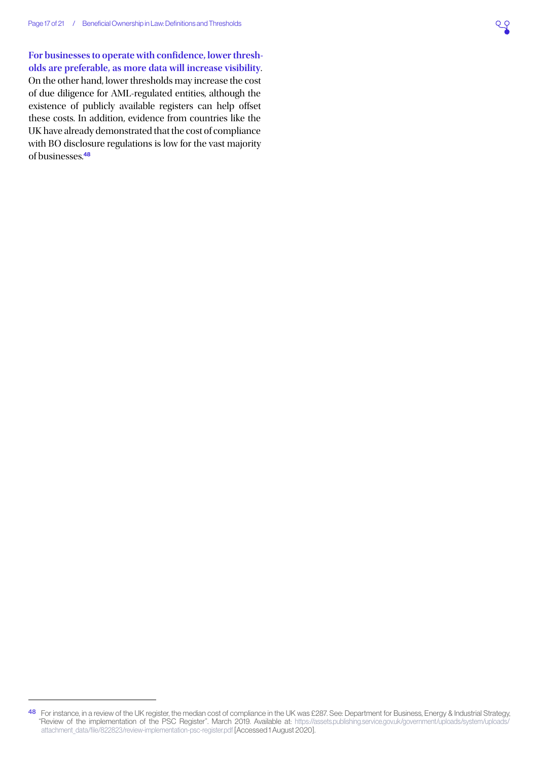**For businesses to operate with confidence, lower thresholds are preferable, as more data will increase visibility**. On the other hand, lower thresholds may increase the cost of due diligence for AML-regulated entities, although the existence of publicly available registers can help offset these costs. In addition, evidence from countries like the UK have already demonstrated that the cost of compliance with BO disclosure regulations is low for the vast majority of businesses.[48]

---

[48] For instance, in a review of the UK register, the median cost of compliance in the UK was £287. See: Department for Business, Energy & Industrial Strategy, "Review of the implementation of the PSC Register". March 2019. Available at: https://assets.publishing.service.gov.uk/government/uploads/system/uploads/attachment_data/file/822823/review-implementation-psc-register.pdf [Accessed 1 August 2020].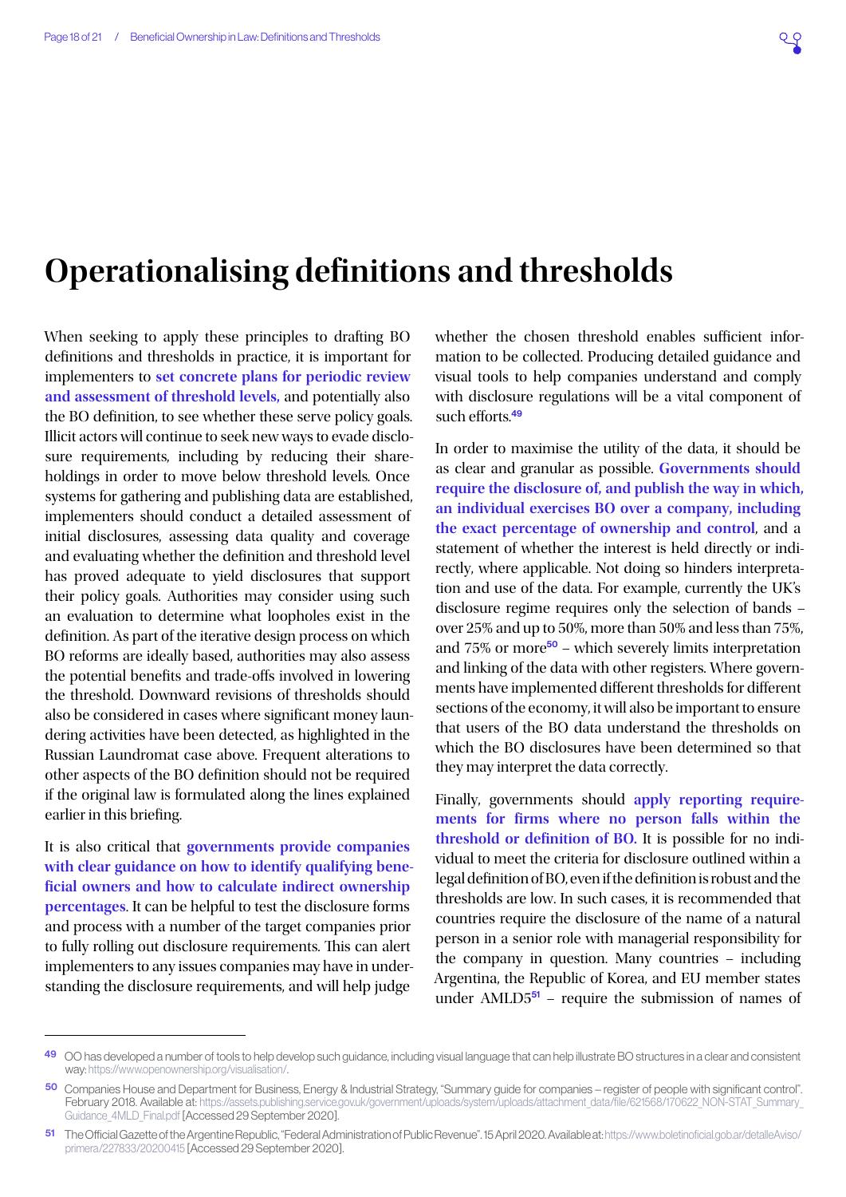# Operationalising definitions and thresholds

When seeking to apply these principles to drafting BO definitions and thresholds in practice, it is important for implementers to **set concrete plans for periodic review and assessment of threshold levels,** and potentially also the BO definition, to see whether these serve policy goals. Illicit actors will continue to seek new ways to evade disclosure requirements, including by reducing their shareholdings in order to move below threshold levels. Once systems for gathering and publishing data are established, implementers should conduct a detailed assessment of initial disclosures, assessing data quality and coverage and evaluating whether the definition and threshold level has proved adequate to yield disclosures that support their policy goals. Authorities may consider using such an evaluation to determine what loopholes exist in the definition. As part of the iterative design process on which BO reforms are ideally based, authorities may also assess the potential benefits and trade-offs involved in lowering the threshold. Downward revisions of thresholds should also be considered in cases where significant money laundering activities have been detected, as highlighted in the Russian Laundromat case above. Frequent alterations to other aspects of the BO definition should not be required if the original law is formulated along the lines explained earlier in this briefing.

It is also critical that **governments provide companies with clear guidance on how to identify qualifying beneficial owners and how to calculate indirect ownership percentages**. It can be helpful to test the disclosure forms and process with a number of the target companies prior to fully rolling out disclosure requirements. This can alert implementers to any issues companies may have in understanding the disclosure requirements, and will help judge whether the chosen threshold enables sufficient information to be collected. Producing detailed guidance and visual tools to help companies understand and comply with disclosure regulations will be a vital component of such efforts.[49]

In order to maximise the utility of the data, it should be as clear and granular as possible. **Governments should require the disclosure of, and publish the way in which, an individual exercises BO over a company, including the exact percentage of ownership and control**, and a statement of whether the interest is held directly or indirectly, where applicable. Not doing so hinders interpretation and use of the data. For example, currently the UK's disclosure regime requires only the selection of bands – over 25% and up to 50%, more than 50% and less than 75%, and 75% or more[50] – which severely limits interpretation and linking of the data with other registers. Where governments have implemented different thresholds for different sections of the economy, it will also be important to ensure that users of the BO data understand the thresholds on which the BO disclosures have been determined so that they may interpret the data correctly.

Finally, governments should **apply reporting requirements for firms where no person falls within the threshold or definition of BO.** It is possible for no individual to meet the criteria for disclosure outlined within a legal definition of BO, even if the definition is robust and the thresholds are low. In such cases, it is recommended that countries require the disclosure of the name of a natural person in a senior role with managerial responsibility for the company in question. Many countries – including Argentina, the Republic of Korea, and EU member states under AMLD5[51] – require the submission of names of

---

[49] OO has developed a number of tools to help develop such guidance, including visual language that can help illustrate BO structures in a clear and consistent way: https://www.openownership.org/visualisation/.

[50] Companies House and Department for Business, Energy & Industrial Strategy, "Summary guide for companies – register of people with significant control". February 2018. Available at: https://assets.publishing.service.gov.uk/government/uploads/system/uploads/attachment_data/file/621568/170622_NON-STAT_Summary_Guidance_4MLD_Final.pdf [Accessed 29 September 2020].

[51] The Official Gazette of the Argentine Republic, "Federal Administration of Public Revenue". 15 April 2020. Available at: https://www.boletinoficial.gob.ar/detalleAviso/primera/227833/20200415 [Accessed 29 September 2020].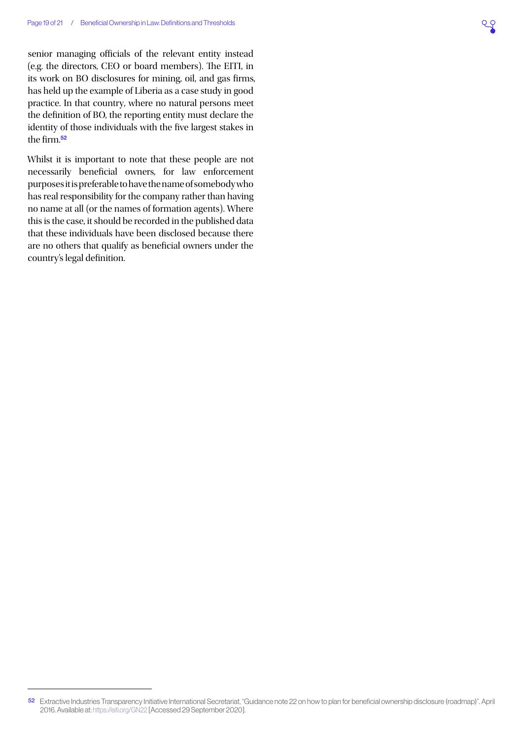senior managing officials of the relevant entity instead (e.g. the directors, CEO or board members). The EITI, in its work on BO disclosures for mining, oil, and gas firms, has held up the example of Liberia as a case study in good practice. In that country, where no natural persons meet the definition of BO, the reporting entity must declare the identity of those individuals with the five largest stakes in the firm.[52]

Whilst it is important to note that these people are not necessarily beneficial owners, for law enforcement purposes it is preferable to have the name of somebody who has real responsibility for the company rather than having no name at all (or the names of formation agents). Where this is the case, it should be recorded in the published data that these individuals have been disclosed because there are no others that qualify as beneficial owners under the country's legal definition.

---

[52] Extractive Industries Transparency Initiative International Secretariat, "Guidance note 22 on how to plan for beneficial ownership disclosure (roadmap)". April 2016. Available at: https://eiti.org/GN22 [Accessed 29 September 2020].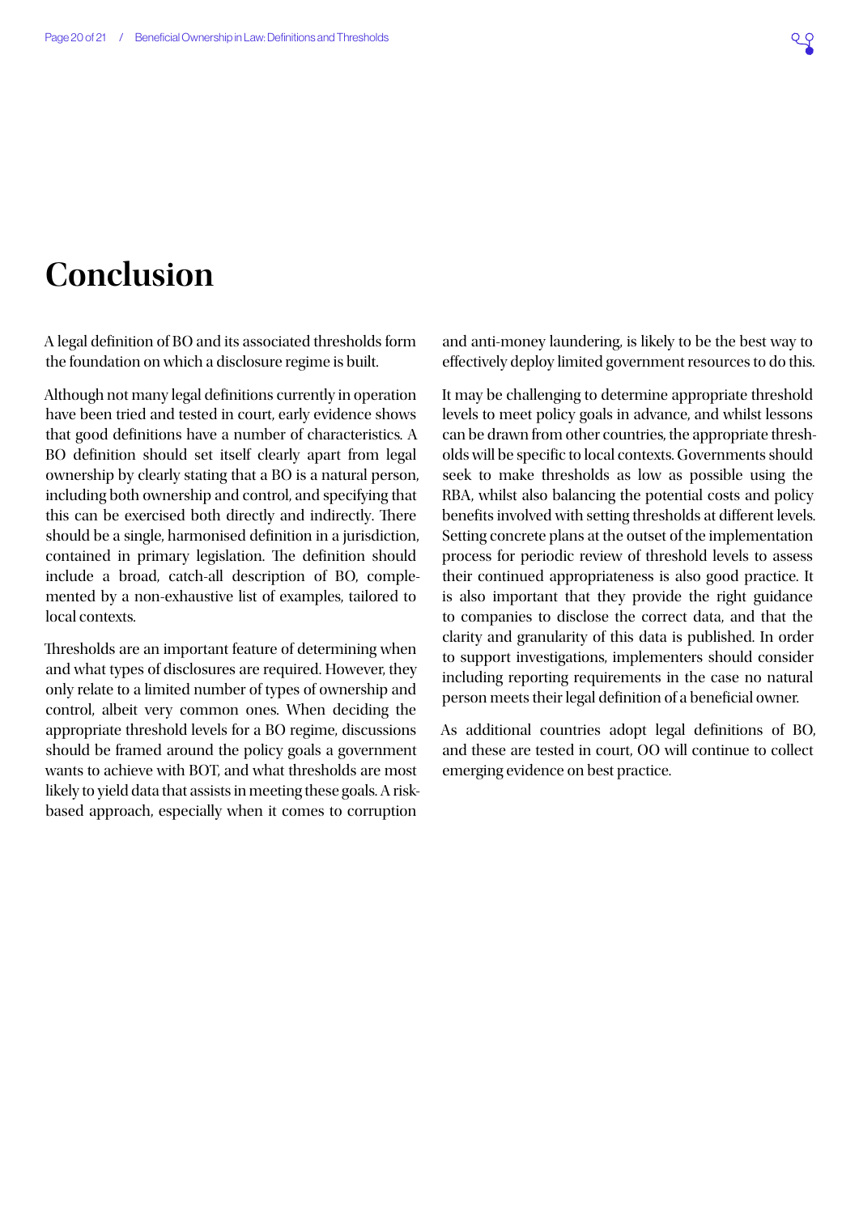# Conclusion

A legal definition of BO and its associated thresholds form the foundation on which a disclosure regime is built.

Although not many legal definitions currently in operation have been tried and tested in court, early evidence shows that good definitions have a number of characteristics. A BO definition should set itself clearly apart from legal ownership by clearly stating that a BO is a natural person, including both ownership and control, and specifying that this can be exercised both directly and indirectly. There should be a single, harmonised definition in a jurisdiction, contained in primary legislation. The definition should include a broad, catch-all description of BO, complemented by a non-exhaustive list of examples, tailored to local contexts.

Thresholds are an important feature of determining when and what types of disclosures are required. However, they only relate to a limited number of types of ownership and control, albeit very common ones. When deciding the appropriate threshold levels for a BO regime, discussions should be framed around the policy goals a government wants to achieve with BOT, and what thresholds are most likely to yield data that assists in meeting these goals. A risk-based approach, especially when it comes to corruption and anti-money laundering, is likely to be the best way to effectively deploy limited government resources to do this.

It may be challenging to determine appropriate threshold levels to meet policy goals in advance, and whilst lessons can be drawn from other countries, the appropriate thresholds will be specific to local contexts. Governments should seek to make thresholds as low as possible using the RBA, whilst also balancing the potential costs and policy benefits involved with setting thresholds at different levels. Setting concrete plans at the outset of the implementation process for periodic review of threshold levels to assess their continued appropriateness is also good practice. It is also important that they provide the right guidance to companies to disclose the correct data, and that the clarity and granularity of this data is published. In order to support investigations, implementers should consider including reporting requirements in the case no natural person meets their legal definition of a beneficial owner.

As additional countries adopt legal definitions of BO, and these are tested in court, OO will continue to collect emerging evidence on best practice.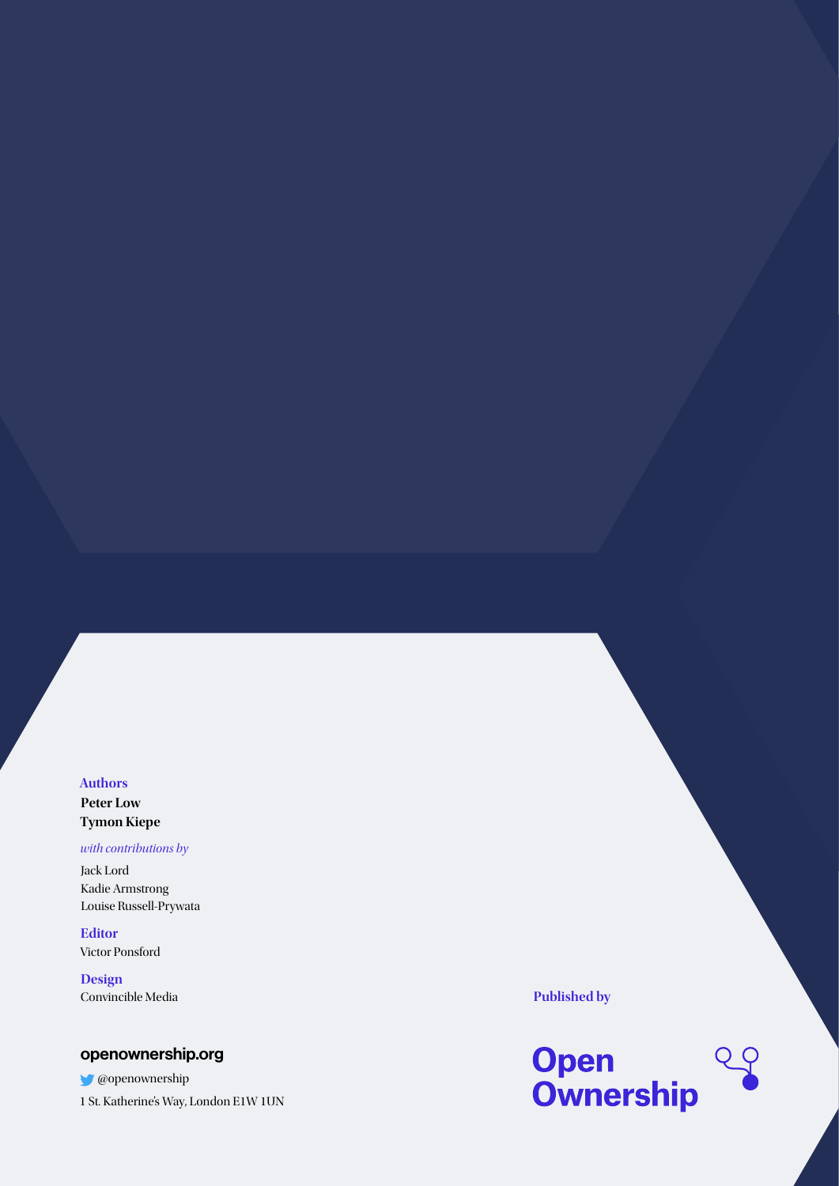**Authors**

**Peter Low**
**Tymon Kiepe**

*with contributions by*

Jack Lord
Kadie Armstrong
Louise Russell-Prywata

**Editor**
Victor Ponsford

**Design**
Convincible Media

**openownership.org**

@openownership

1 St. Katherine's Way, London E1W 1UN

**Published by**

**Open Ownership**